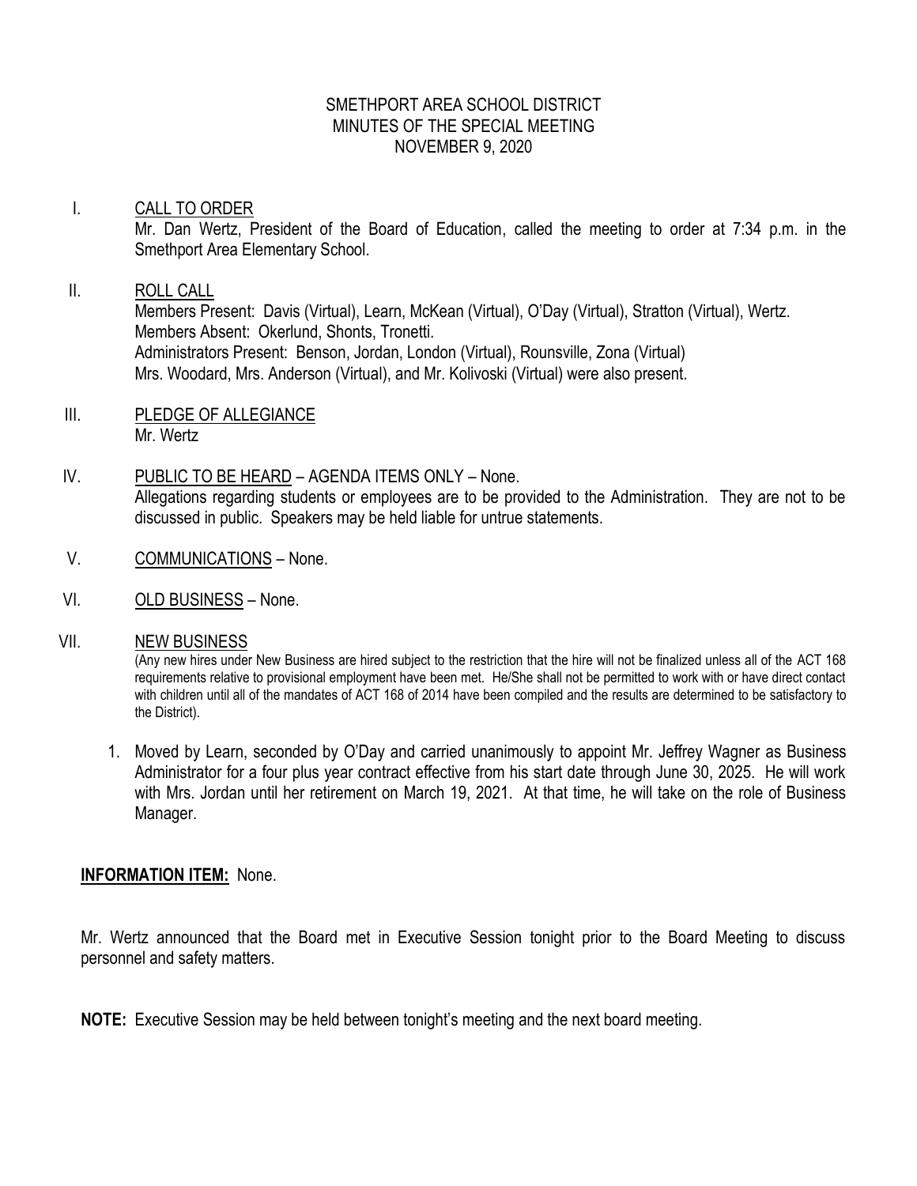SMETHPORT AREA SCHOOL DISTRICT
MINUTES OF THE SPECIAL MEETING
NOVEMBER 9, 2020

I. CALL TO ORDER

Mr. Dan Wertz, President of the Board of Education, called the meeting to order at 7:34 p.m. in the Smethport Area Elementary School.

II. ROLL CALL

Members Present: Davis (Virtual), Learn, McKean (Virtual), O'Day (Virtual), Stratton (Virtual), Wertz.
Members Absent: Okerlund, Shonts, Tronetti.
Administrators Present: Benson, Jordan, London (Virtual), Rounsville, Zona (Virtual)
Mrs. Woodard, Mrs. Anderson (Virtual), and Mr. Kolivoski (Virtual) were also present.

III. PLEDGE OF ALLEGIANCE

Mr. Wertz

IV. PUBLIC TO BE HEARD – AGENDA ITEMS ONLY – None.

Allegations regarding students or employees are to be provided to the Administration. They are not to be discussed in public. Speakers may be held liable for untrue statements.

V. COMMUNICATIONS – None.

VI. OLD BUSINESS – None.

VII. NEW BUSINESS

(Any new hires under New Business are hired subject to the restriction that the hire will not be finalized unless all of the ACT 168 requirements relative to provisional employment have been met. He/She shall not be permitted to work with or have direct contact with children until all of the mandates of ACT 168 of 2014 have been compiled and the results are determined to be satisfactory to the District).

1. Moved by Learn, seconded by O'Day and carried unanimously to appoint Mr. Jeffrey Wagner as Business Administrator for a four plus year contract effective from his start date through June 30, 2025. He will work with Mrs. Jordan until her retirement on March 19, 2021. At that time, he will take on the role of Business Manager.

**INFORMATION ITEM:** None.

Mr. Wertz announced that the Board met in Executive Session tonight prior to the Board Meeting to discuss personnel and safety matters.

**NOTE:** Executive Session may be held between tonight's meeting and the next board meeting.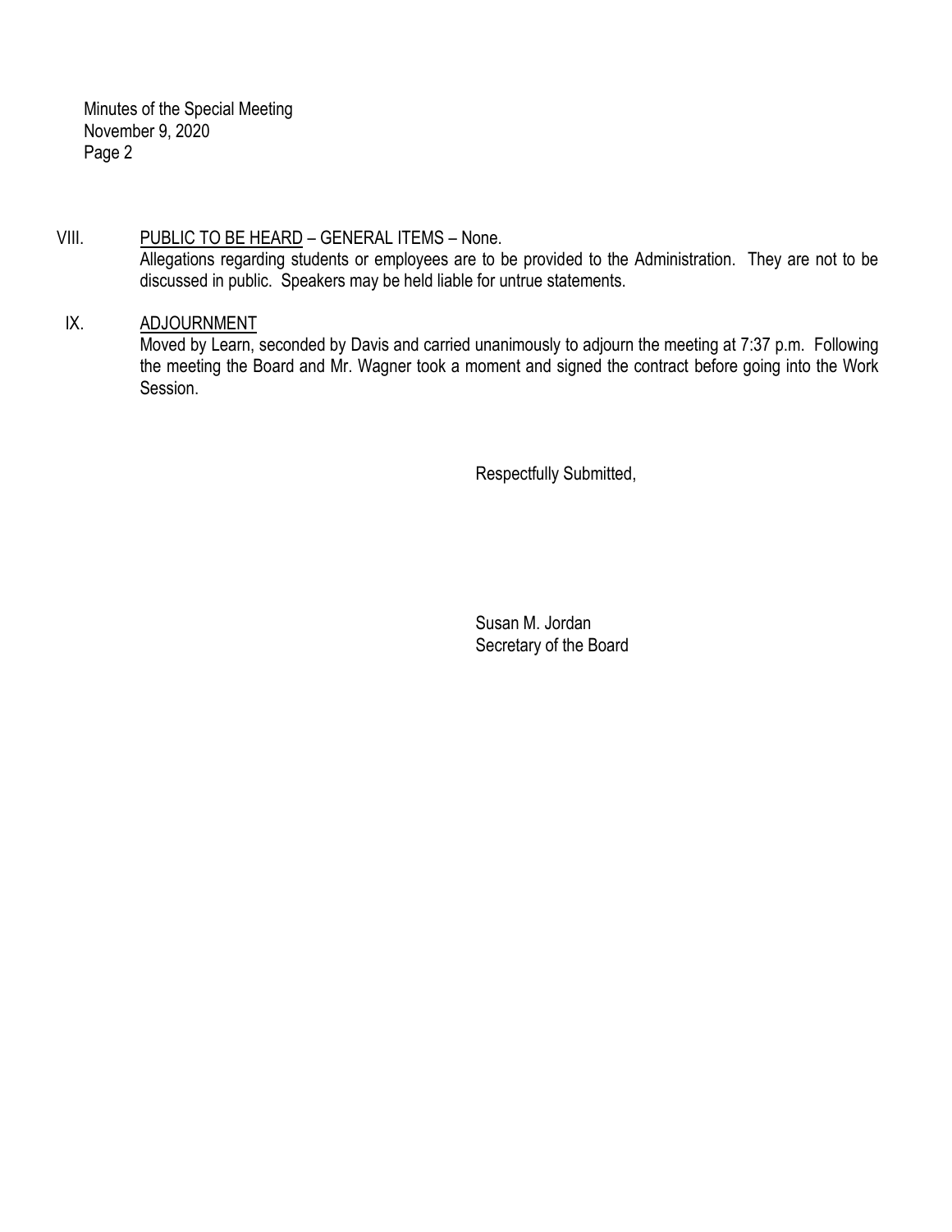VIII. PUBLIC TO BE HEARD – GENERAL ITEMS – None.

Allegations regarding students or employees are to be provided to the Administration. They are not to be discussed in public. Speakers may be held liable for untrue statements.

IX. ADJOURNMENT

Moved by Learn, seconded by Davis and carried unanimously to adjourn the meeting at 7:37 p.m. Following the meeting the Board and Mr. Wagner took a moment and signed the contract before going into the Work Session.

Respectfully Submitted,

Susan M. Jordan
Secretary of the Board